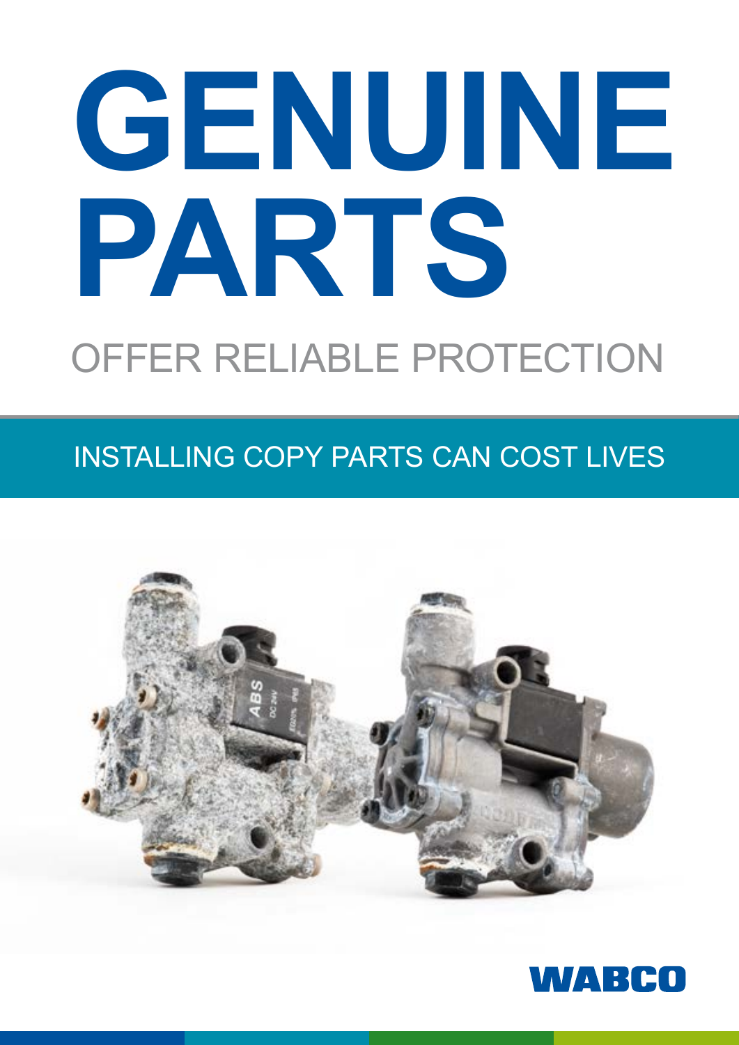# GENUINE PARTS

## OFFER RELIABLE PROTECTION

### INSTALLING COPY PARTS CAN COST LIVES

WABCO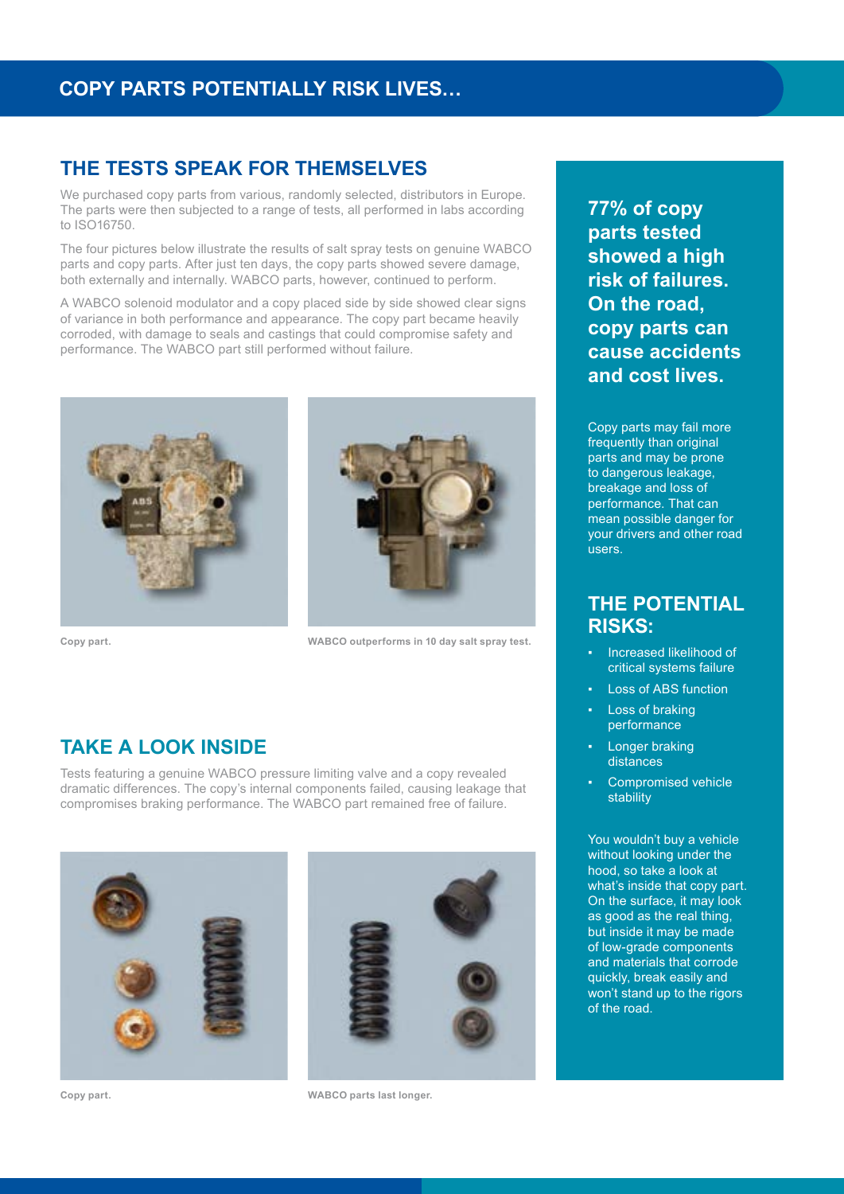# COPY PARTS POTENTIALLY RISK LIVES...

## THE TESTS SPEAK FOR THEMSELVES

We purchased copy parts from various, randomly selected, distributors in Europe. The parts were then subjected to a range of tests, all performed in labs according to ISO16750.

The four pictures below illustrate the results of salt spray tests on genuine WABCO parts and copy parts. After just ten days, the copy parts showed severe damage, both externally and internally. WABCO parts, however, continued to perform.

A WABCO solenoid modulator and a copy placed side by side showed clear signs of variance in both performance and appearance. The copy part became heavily corroded, with damage to seals and castings that could compromise safety and performance. The WABCO part still performed without failure.

**Copy part.**

**WABCO outperforms in 10 day salt spray test.**

## TAKE A LOOK INSIDE

Tests featuring a genuine WABCO pressure limiting valve and a copy revealed dramatic differences. The copy's internal components failed, causing leakage that compromises braking performance. The WABCO part remained free of failure.

**Copy part.**

**WABCO parts last longer.**

**77% of copy parts tested showed a high risk of failures. On the road, copy parts can cause accidents and cost lives.**

Copy parts may fail more frequently than original parts and may be prone to dangerous leakage, breakage and loss of performance. That can mean possible danger for your drivers and other road users.

## THE POTENTIAL RISKS:

- Increased likelihood of critical systems failure
- Loss of ABS function
- Loss of braking performance
- Longer braking distances
- Compromised vehicle stability

You wouldn't buy a vehicle without looking under the hood, so take a look at what's inside that copy part. On the surface, it may look as good as the real thing, but inside it may be made of low-grade components and materials that corrode quickly, break easily and won't stand up to the rigors of the road.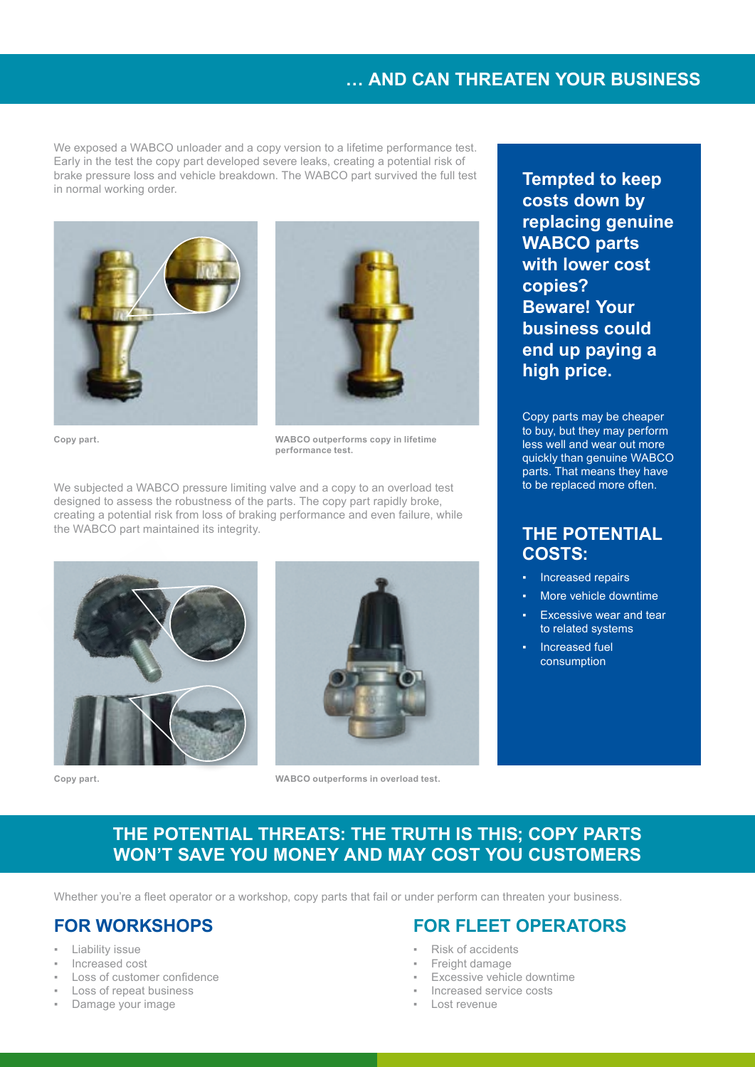## … AND CAN THREATEN YOUR BUSINESS

We exposed a WABCO unloader and a copy version to a lifetime performance test. Early in the test the copy part developed severe leaks, creating a potential risk of brake pressure loss and vehicle breakdown. The WABCO part survived the full test in normal working order.

Copy part.

WABCO outperforms copy in lifetime performance test.

We subjected a WABCO pressure limiting valve and a copy to an overload test designed to assess the robustness of the parts. The copy part rapidly broke, creating a potential risk from loss of braking performance and even failure, while the WABCO part maintained its integrity.

Copy part.

WABCO outperforms in overload test.

**Tempted to keep costs down by replacing genuine WABCO parts with lower cost copies? Beware! Your business could end up paying a high price.**

Copy parts may be cheaper to buy, but they may perform less well and wear out more quickly than genuine WABCO parts. That means they have to be replaced more often.

### THE POTENTIAL COSTS:

- Increased repairs
- More vehicle downtime
- Excessive wear and tear to related systems
- Increased fuel consumption

## THE POTENTIAL THREATS: THE TRUTH IS THIS; COPY PARTS WON'T SAVE YOU MONEY AND MAY COST YOU CUSTOMERS

Whether you're a fleet operator or a workshop, copy parts that fail or under perform can threaten your business.

### FOR WORKSHOPS

- Liability issue
- Increased cost
- Loss of customer confidence
- Loss of repeat business
- Damage your image

### FOR FLEET OPERATORS

- Risk of accidents
- Freight damage
- Excessive vehicle downtime
- Increased service costs
- Lost revenue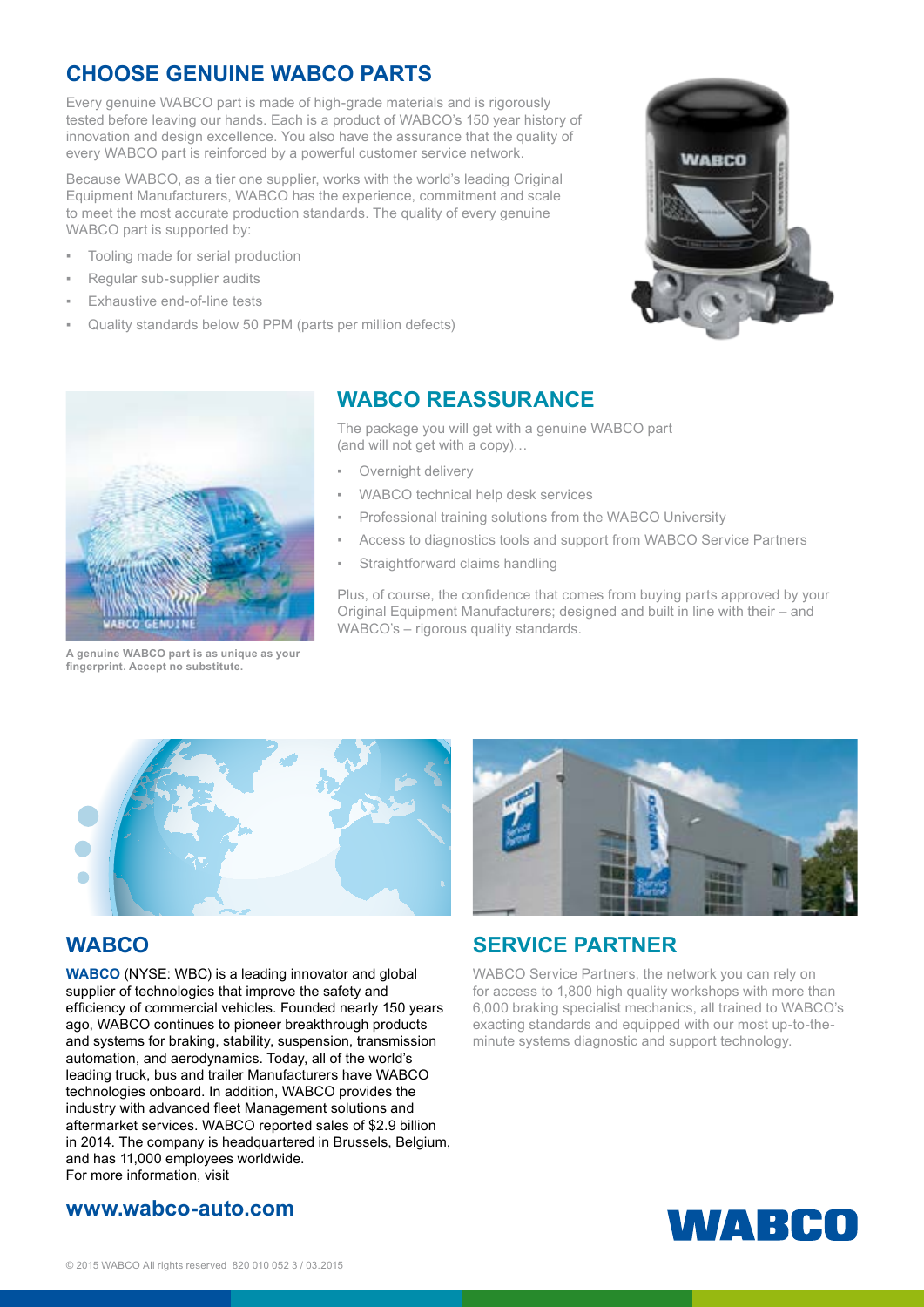## CHOOSE GENUINE WABCO PARTS

Every genuine WABCO part is made of high-grade materials and is rigorously tested before leaving our hands. Each is a product of WABCO's 150 year history of innovation and design excellence. You also have the assurance that the quality of every WABCO part is reinforced by a powerful customer service network.

Because WABCO, as a tier one supplier, works with the world's leading Original Equipment Manufacturers, WABCO has the experience, commitment and scale to meet the most accurate production standards. The quality of every genuine WABCO part is supported by:

- Tooling made for serial production
- Regular sub-supplier audits
- Exhaustive end-of-line tests
- Quality standards below 50 PPM (parts per million defects)

**A genuine WABCO part is as unique as your fingerprint. Accept no substitute.**

## WABCO REASSURANCE

The package you will get with a genuine WABCO part (and will not get with a copy)…

- Overnight delivery
- WABCO technical help desk services
- Professional training solutions from the WABCO University
- Access to diagnostics tools and support from WABCO Service Partners
- Straightforward claims handling

Plus, of course, the confidence that comes from buying parts approved by your Original Equipment Manufacturers; designed and built in line with their – and WABCO's – rigorous quality standards.

## WABCO

**WABCO** (NYSE: WBC) is a leading innovator and global supplier of technologies that improve the safety and efficiency of commercial vehicles. Founded nearly 150 years ago, WABCO continues to pioneer breakthrough products and systems for braking, stability, suspension, transmission automation, and aerodynamics. Today, all of the world's leading truck, bus and trailer Manufacturers have WABCO technologies onboard. In addition, WABCO provides the industry with advanced fleet Management solutions and aftermarket services. WABCO reported sales of $2.9 billion in 2014. The company is headquartered in Brussels, Belgium, and has 11,000 employees worldwide.
For more information, visit

**www.wabco-auto.com**

## SERVICE PARTNER

WABCO Service Partners, the network you can rely on for access to 1,800 high quality workshops with more than 6,000 braking specialist mechanics, all trained to WABCO's exacting standards and equipped with our most up-to-the-minute systems diagnostic and support technology.

© 2015 WABCO All rights reserved 820 010 052 3 / 03.2015